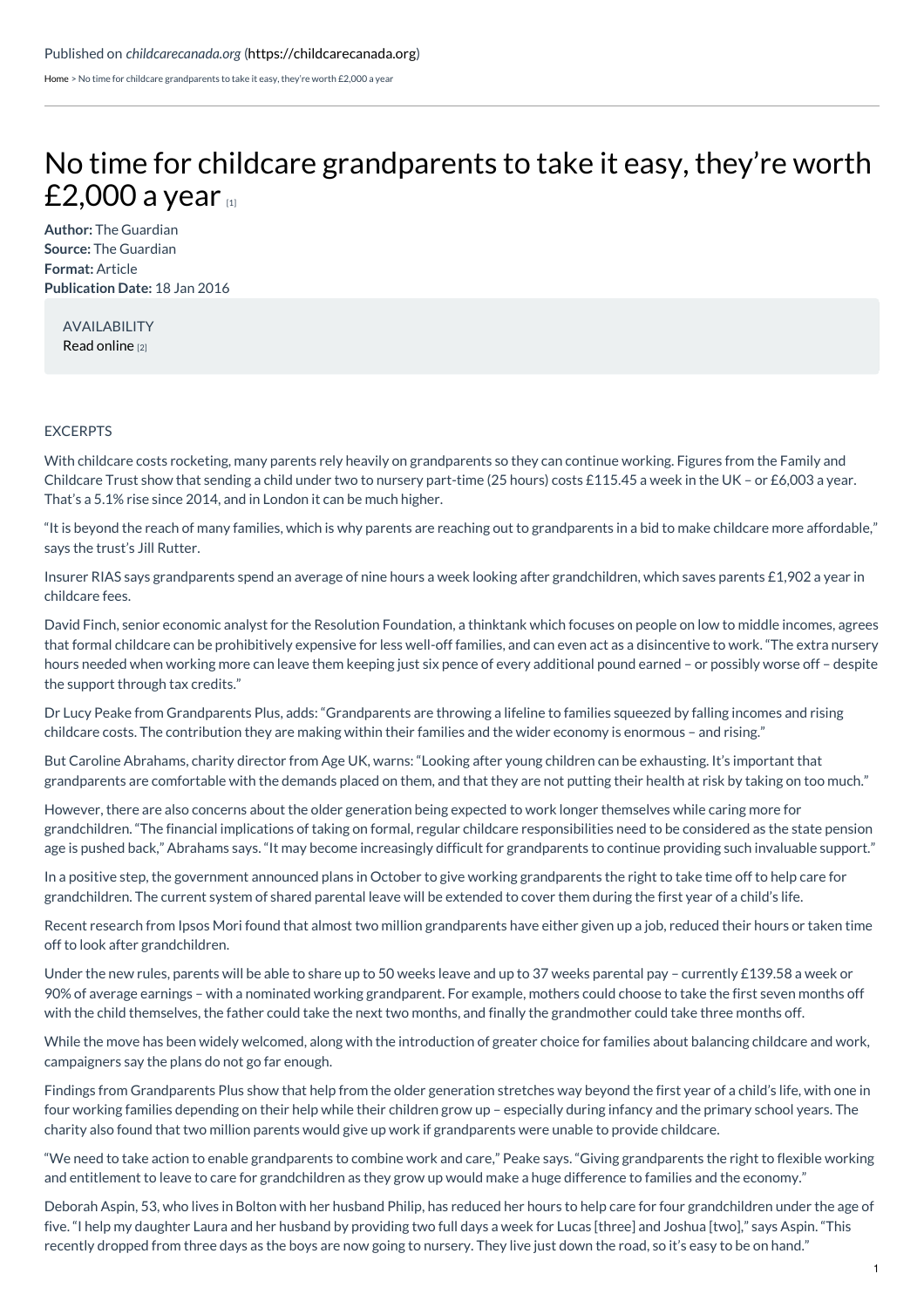Published on *childcarecanada.org* (https://childcarecanada.org)

Home > No time for childcare grandparents to take it easy, they're worth £2,000 a year

# No time for childcare grandparents to take it easy, they're worth £2,000 a year [1]

**Author:** The Guardian
**Source:** The Guardian
**Format:** Article
**Publication Date:** 18 Jan 2016

AVAILABILITY
Read online [2]

EXCERPTS

With childcare costs rocketing, many parents rely heavily on grandparents so they can continue working. Figures from the Family and Childcare Trust show that sending a child under two to nursery part-time (25 hours) costs £115.45 a week in the UK – or £6,003 a year. That's a 5.1% rise since 2014, and in London it can be much higher.

"It is beyond the reach of many families, which is why parents are reaching out to grandparents in a bid to make childcare more affordable," says the trust's Jill Rutter.

Insurer RIAS says grandparents spend an average of nine hours a week looking after grandchildren, which saves parents £1,902 a year in childcare fees.

David Finch, senior economic analyst for the Resolution Foundation, a thinktank which focuses on people on low to middle incomes, agrees that formal childcare can be prohibitively expensive for less well-off families, and can even act as a disincentive to work. "The extra nursery hours needed when working more can leave them keeping just six pence of every additional pound earned – or possibly worse off – despite the support through tax credits."

Dr Lucy Peake from Grandparents Plus, adds: "Grandparents are throwing a lifeline to families squeezed by falling incomes and rising childcare costs. The contribution they are making within their families and the wider economy is enormous – and rising."

But Caroline Abrahams, charity director from Age UK, warns: "Looking after young children can be exhausting. It's important that grandparents are comfortable with the demands placed on them, and that they are not putting their health at risk by taking on too much."

However, there are also concerns about the older generation being expected to work longer themselves while caring more for grandchildren. "The financial implications of taking on formal, regular childcare responsibilities need to be considered as the state pension age is pushed back," Abrahams says. "It may become increasingly difficult for grandparents to continue providing such invaluable support."

In a positive step, the government announced plans in October to give working grandparents the right to take time off to help care for grandchildren. The current system of shared parental leave will be extended to cover them during the first year of a child's life.

Recent research from Ipsos Mori found that almost two million grandparents have either given up a job, reduced their hours or taken time off to look after grandchildren.

Under the new rules, parents will be able to share up to 50 weeks leave and up to 37 weeks parental pay – currently £139.58 a week or 90% of average earnings – with a nominated working grandparent. For example, mothers could choose to take the first seven months off with the child themselves, the father could take the next two months, and finally the grandmother could take three months off.

While the move has been widely welcomed, along with the introduction of greater choice for families about balancing childcare and work, campaigners say the plans do not go far enough.

Findings from Grandparents Plus show that help from the older generation stretches way beyond the first year of a child's life, with one in four working families depending on their help while their children grow up – especially during infancy and the primary school years. The charity also found that two million parents would give up work if grandparents were unable to provide childcare.

"We need to take action to enable grandparents to combine work and care," Peake says. "Giving grandparents the right to flexible working and entitlement to leave to care for grandchildren as they grow up would make a huge difference to families and the economy."

Deborah Aspin, 53, who lives in Bolton with her husband Philip, has reduced her hours to help care for four grandchildren under the age of five. "I help my daughter Laura and her husband by providing two full days a week for Lucas [three] and Joshua [two]," says Aspin. "This recently dropped from three days as the boys are now going to nursery. They live just down the road, so it's easy to be on hand."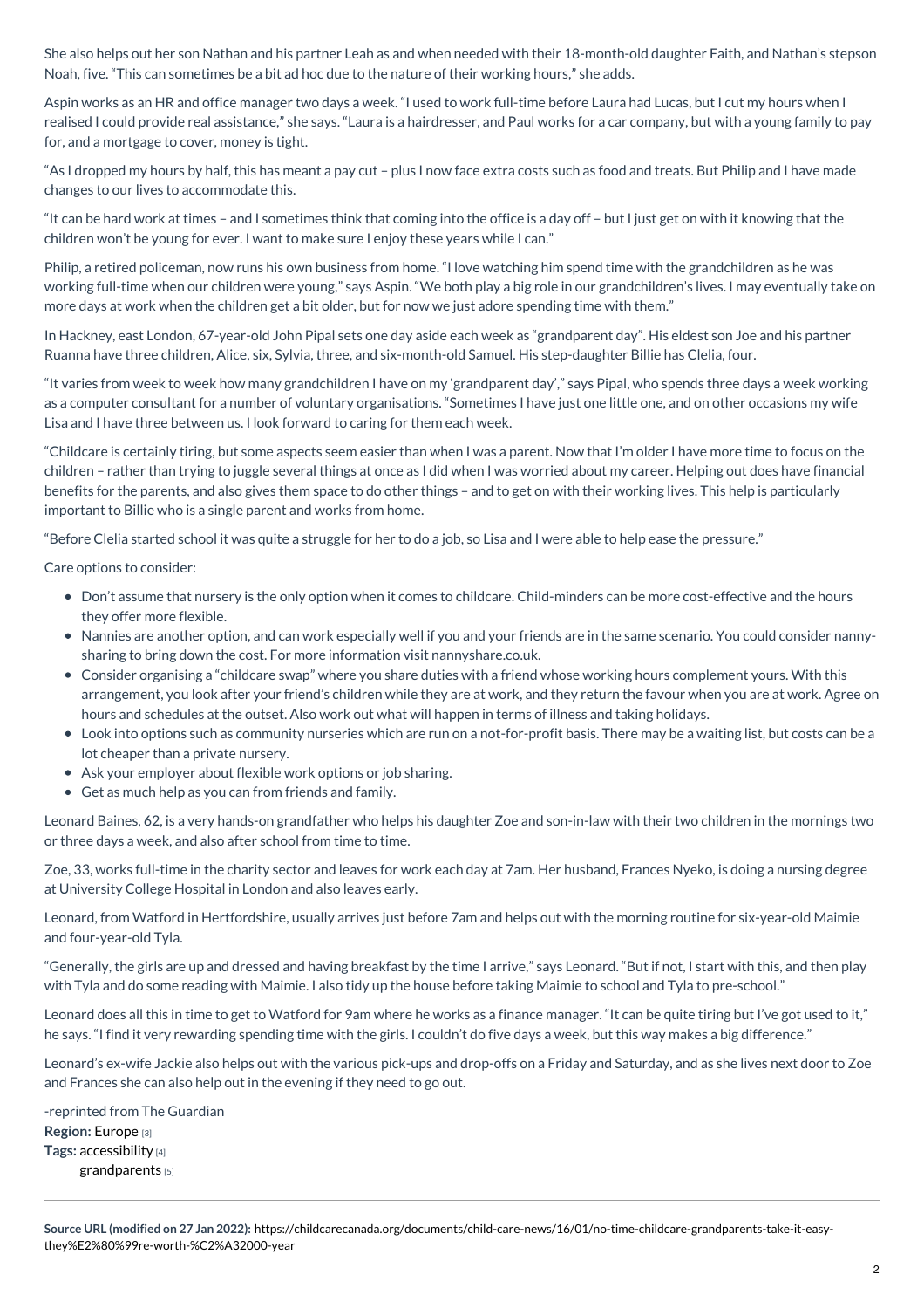She also helps out her son Nathan and his partner Leah as and when needed with their 18-month-old daughter Faith, and Nathan's stepson Noah, five. "This can sometimes be a bit ad hoc due to the nature of their working hours," she adds.

Aspin works as an HR and office manager two days a week. "I used to work full-time before Laura had Lucas, but I cut my hours when I realised I could provide real assistance," she says. "Laura is a hairdresser, and Paul works for a car company, but with a young family to pay for, and a mortgage to cover, money is tight.

"As I dropped my hours by half, this has meant a pay cut – plus I now face extra costs such as food and treats. But Philip and I have made changes to our lives to accommodate this.

"It can be hard work at times – and I sometimes think that coming into the office is a day off – but I just get on with it knowing that the children won't be young for ever. I want to make sure I enjoy these years while I can."

Philip, a retired policeman, now runs his own business from home. "I love watching him spend time with the grandchildren as he was working full-time when our children were young," says Aspin. "We both play a big role in our grandchildren's lives. I may eventually take on more days at work when the children get a bit older, but for now we just adore spending time with them."

In Hackney, east London, 67-year-old John Pipal sets one day aside each week as "grandparent day". His eldest son Joe and his partner Ruanna have three children, Alice, six, Sylvia, three, and six-month-old Samuel. His step-daughter Billie has Clelia, four.

"It varies from week to week how many grandchildren I have on my 'grandparent day'," says Pipal, who spends three days a week working as a computer consultant for a number of voluntary organisations. "Sometimes I have just one little one, and on other occasions my wife Lisa and I have three between us. I look forward to caring for them each week.

"Childcare is certainly tiring, but some aspects seem easier than when I was a parent. Now that I'm older I have more time to focus on the children – rather than trying to juggle several things at once as I did when I was worried about my career. Helping out does have financial benefits for the parents, and also gives them space to do other things – and to get on with their working lives. This help is particularly important to Billie who is a single parent and works from home.

"Before Clelia started school it was quite a struggle for her to do a job, so Lisa and I were able to help ease the pressure."

Care options to consider:

- Don't assume that nursery is the only option when it comes to childcare. Child-minders can be more cost-effective and the hours they offer more flexible.
- Nannies are another option, and can work especially well if you and your friends are in the same scenario. You could consider nanny-sharing to bring down the cost. For more information visit nannyshare.co.uk.
- Consider organising a "childcare swap" where you share duties with a friend whose working hours complement yours. With this arrangement, you look after your friend's children while they are at work, and they return the favour when you are at work. Agree on hours and schedules at the outset. Also work out what will happen in terms of illness and taking holidays.
- Look into options such as community nurseries which are run on a not-for-profit basis. There may be a waiting list, but costs can be a lot cheaper than a private nursery.
- Ask your employer about flexible work options or job sharing.
- Get as much help as you can from friends and family.

Leonard Baines, 62, is a very hands-on grandfather who helps his daughter Zoe and son-in-law with their two children in the mornings two or three days a week, and also after school from time to time.

Zoe, 33, works full-time in the charity sector and leaves for work each day at 7am. Her husband, Frances Nyeko, is doing a nursing degree at University College Hospital in London and also leaves early.

Leonard, from Watford in Hertfordshire, usually arrives just before 7am and helps out with the morning routine for six-year-old Maimie and four-year-old Tyla.

"Generally, the girls are up and dressed and having breakfast by the time I arrive," says Leonard. "But if not, I start with this, and then play with Tyla and do some reading with Maimie. I also tidy up the house before taking Maimie to school and Tyla to pre-school."

Leonard does all this in time to get to Watford for 9am where he works as a finance manager. "It can be quite tiring but I've got used to it," he says. "I find it very rewarding spending time with the girls. I couldn't do five days a week, but this way makes a big difference."

Leonard's ex-wife Jackie also helps out with the various pick-ups and drop-offs on a Friday and Saturday, and as she lives next door to Zoe and Frances she can also help out in the evening if they need to go out.

-reprinted from The Guardian

**Region:** Europe [3]

**Tags:** accessibility [4]
grandparents [5]

**Source URL (modified on 27 Jan 2022):** https://childcarecanada.org/documents/child-care-news/16/01/no-time-childcare-grandparents-take-it-easy-they%E2%80%99re-worth-%C2%A32000-year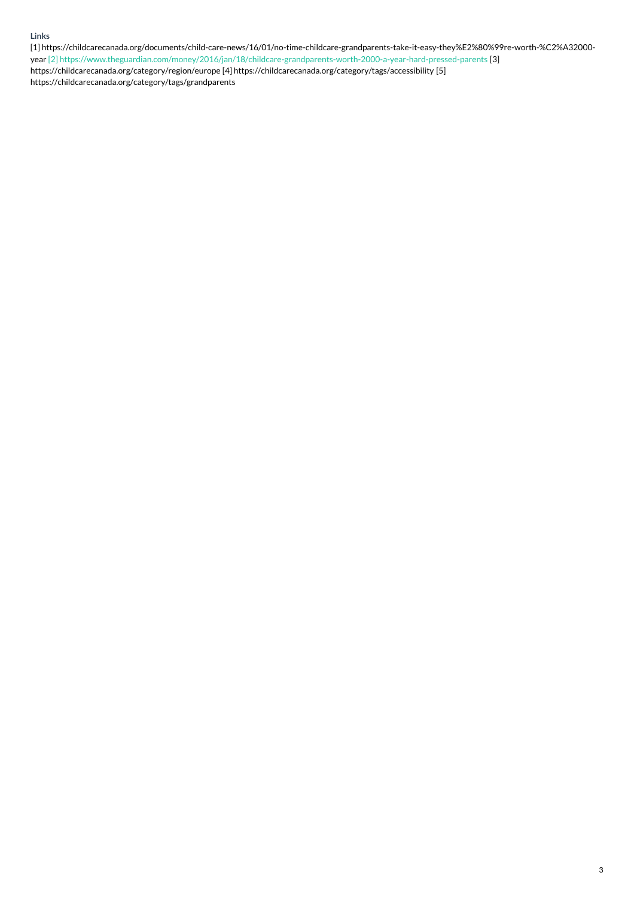**Links**

[1] https://childcarecanada.org/documents/child-care-news/16/01/no-time-childcare-grandparents-take-it-easy-they%E2%80%99re-worth-%C2%A32000-year [2] https://www.theguardian.com/money/2016/jan/18/childcare-grandparents-worth-2000-a-year-hard-pressed-parents [3] https://childcarecanada.org/category/region/europe [4] https://childcarecanada.org/category/tags/accessibility [5] https://childcarecanada.org/category/tags/grandparents